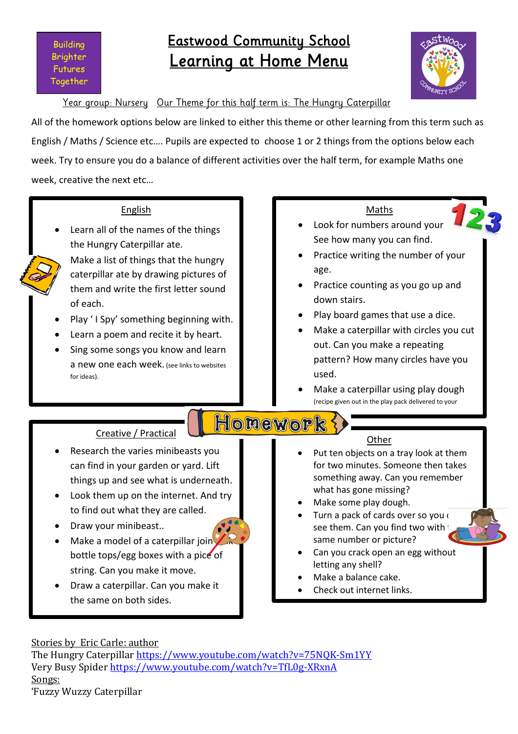Building Brighter Futures Together

# Eastwood Community School
# Learning at Home Menu

Year group: Nursery   Our Theme for this half term is: The Hungry Caterpillar

All of the homework options below are linked to either this theme or other learning from this term such as English / Maths / Science etc…. Pupils are expected to choose 1 or 2 things from the options below each week. Try to ensure you do a balance of different activities over the half term, for example Maths one week, creative the next etc…

## English

- Learn all of the names of the things the Hungry Caterpillar ate.
  Make a list of things that the hungry caterpillar ate by drawing pictures of them and write the first letter sound of each.
- Play ' I Spy' something beginning with.
- Learn a poem and recite it by heart.
- Sing some songs you know and learn a new one each week. (see links to websites for ideas).

## Maths

- Look for numbers around your See how many you can find.
- Practice writing the number of your age.
- Practice counting as you go up and down stairs.
- Play board games that use a dice.
- Make a caterpillar with circles you cut out. Can you make a repeating pattern? How many circles have you used.
- Make a caterpillar using play dough (recipe given out in the play pack delivered to your

Homework

## Creative / Practical

- Research the varies minibeasts you can find in your garden or yard. Lift things up and see what is underneath.
- Look them up on the internet. And try to find out what they are called.
- Draw your minibeast..
- Make a model of a caterpillar join bottle tops/egg boxes with a pice of string. Can you make it move.
- Draw a caterpillar. Can you make it the same on both sides.

## Other

- Put ten objects on a tray look at them for two minutes. Someone then takes something away. Can you remember what has gone missing?
- Make some play dough.
- Turn a pack of cards over so you see them. Can you find two with same number or picture?
- Can you crack open an egg without letting any shell?
- Make a balance cake.
- Check out internet links.

Stories by Eric Carle: author

The Hungry Caterpillar https://www.youtube.com/watch?v=75NQK-Sm1YY

Very Busy Spider https://www.youtube.com/watch?v=TfL0g-XRxnA

Songs:

'Fuzzy Wuzzy Caterpillar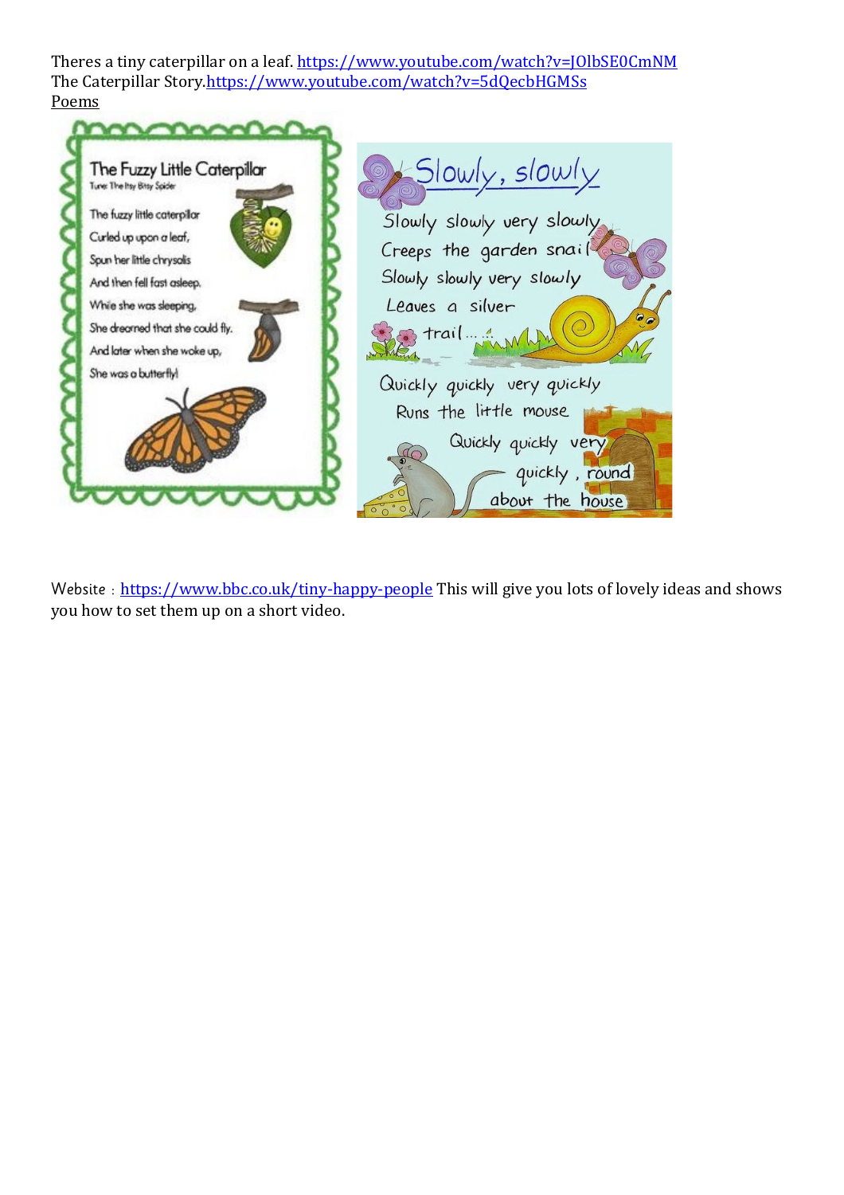Theres a tiny caterpillar on a leaf. https://www.youtube.com/watch?v=JOlbSE0CmNM
The Caterpillar Story.https://www.youtube.com/watch?v=5dQecbHGMSs
Poems

The Fuzzy Little Caterpillar
Tune: The Itsy Bitsy Spider

The fuzzy little caterpillar
Curled up upon a leaf,
Spun her little chrysalis
And then fell fast asleep.
While she was sleeping,
She dreamed that she could fly.
And later when she woke up,
She was a butterfly!

Slowly, slowly

Slowly slowly very slowly
Creeps the garden snail
Slowly slowly very slowly
Leaves a silver
trail......

Quickly quickly very quickly
Runs the little mouse
Quickly quickly very
quickly, round
about the house

Website : https://www.bbc.co.uk/tiny-happy-people This will give you lots of lovely ideas and shows you how to set them up on a short video.